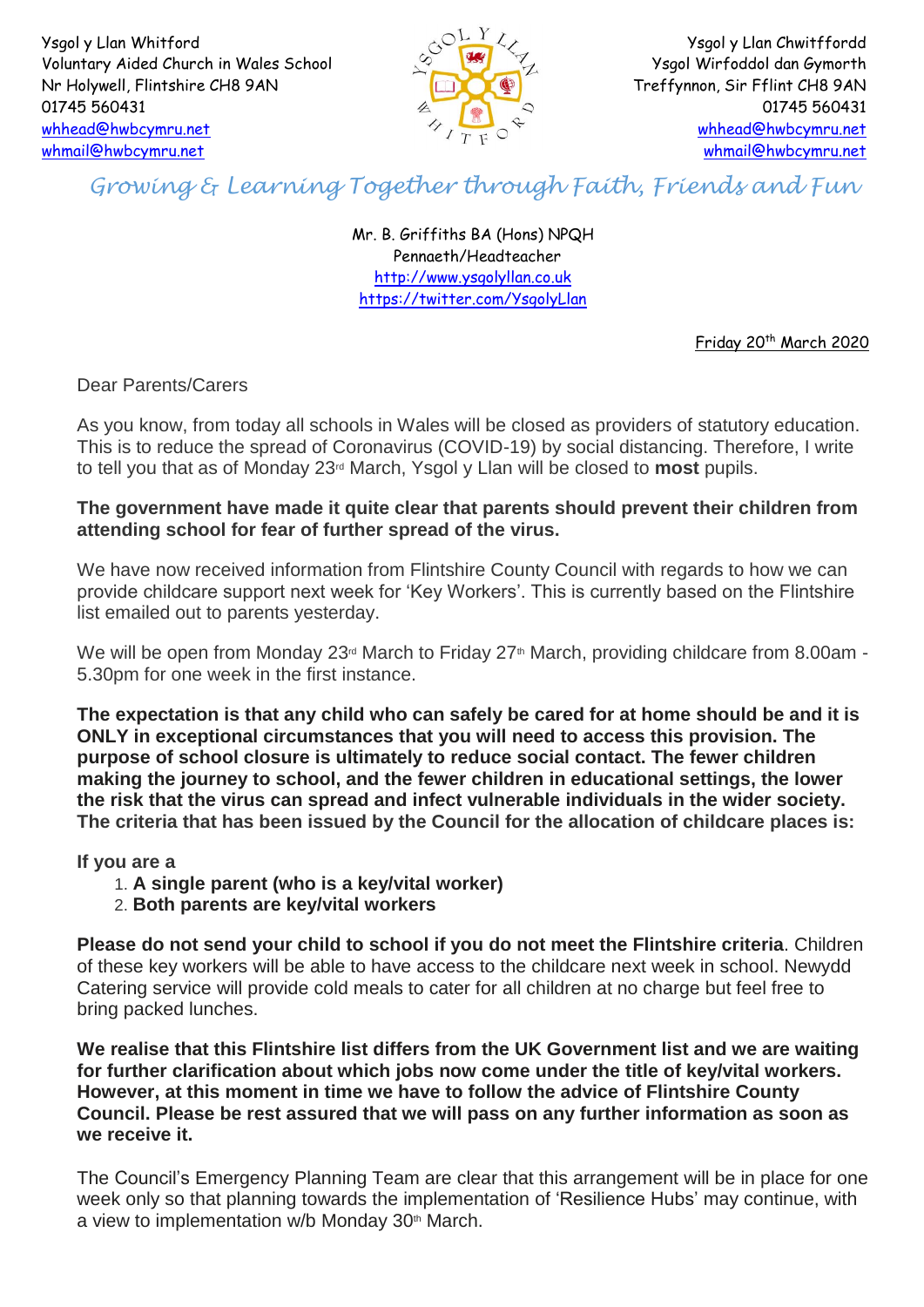Ysgol y Llan Whitford
Voluntary Aided Church in Wales School
Nr Holywell, Flintshire CH8 9AN
01745 560431
whhead@hwbcymru.net
whmail@hwbcymru.net

Ysgol y Llan Chwitffordd
Ysgol Wirfoddol dan Gymorth
Treffynnon, Sir Fflint CH8 9AN
01745 560431
whhead@hwbcymru.net
whmail@hwbcymru.net

*Growing & Learning Together through Faith, Friends and Fun*

Mr. B. Griffiths BA (Hons) NPQH
Pennaeth/Headteacher
http://www.ysgolyllan.co.uk
https://twitter.com/YsgolyLlan

Friday 20th March 2020

Dear Parents/Carers

As you know, from today all schools in Wales will be closed as providers of statutory education. This is to reduce the spread of Coronavirus (COVID-19) by social distancing. Therefore, I write to tell you that as of Monday 23rd March, Ysgol y Llan will be closed to **most** pupils.

**The government have made it quite clear that parents should prevent their children from attending school for fear of further spread of the virus.**

We have now received information from Flintshire County Council with regards to how we can provide childcare support next week for 'Key Workers'. This is currently based on the Flintshire list emailed out to parents yesterday.

We will be open from Monday 23rd March to Friday 27th March, providing childcare from 8.00am - 5.30pm for one week in the first instance.

**The expectation is that any child who can safely be cared for at home should be and it is ONLY in exceptional circumstances that you will need to access this provision. The purpose of school closure is ultimately to reduce social contact. The fewer children making the journey to school, and the fewer children in educational settings, the lower the risk that the virus can spread and infect vulnerable individuals in the wider society. The criteria that has been issued by the Council for the allocation of childcare places is:**

**If you are a**

1. **A single parent (who is a key/vital worker)**
2. **Both parents are key/vital workers**

**Please do not send your child to school if you do not meet the Flintshire criteria**. Children of these key workers will be able to have access to the childcare next week in school. Newydd Catering service will provide cold meals to cater for all children at no charge but feel free to bring packed lunches.

**We realise that this Flintshire list differs from the UK Government list and we are waiting for further clarification about which jobs now come under the title of key/vital workers. However, at this moment in time we have to follow the advice of Flintshire County Council. Please be rest assured that we will pass on any further information as soon as we receive it.**

The Council's Emergency Planning Team are clear that this arrangement will be in place for one week only so that planning towards the implementation of 'Resilience Hubs' may continue, with a view to implementation w/b Monday 30th March.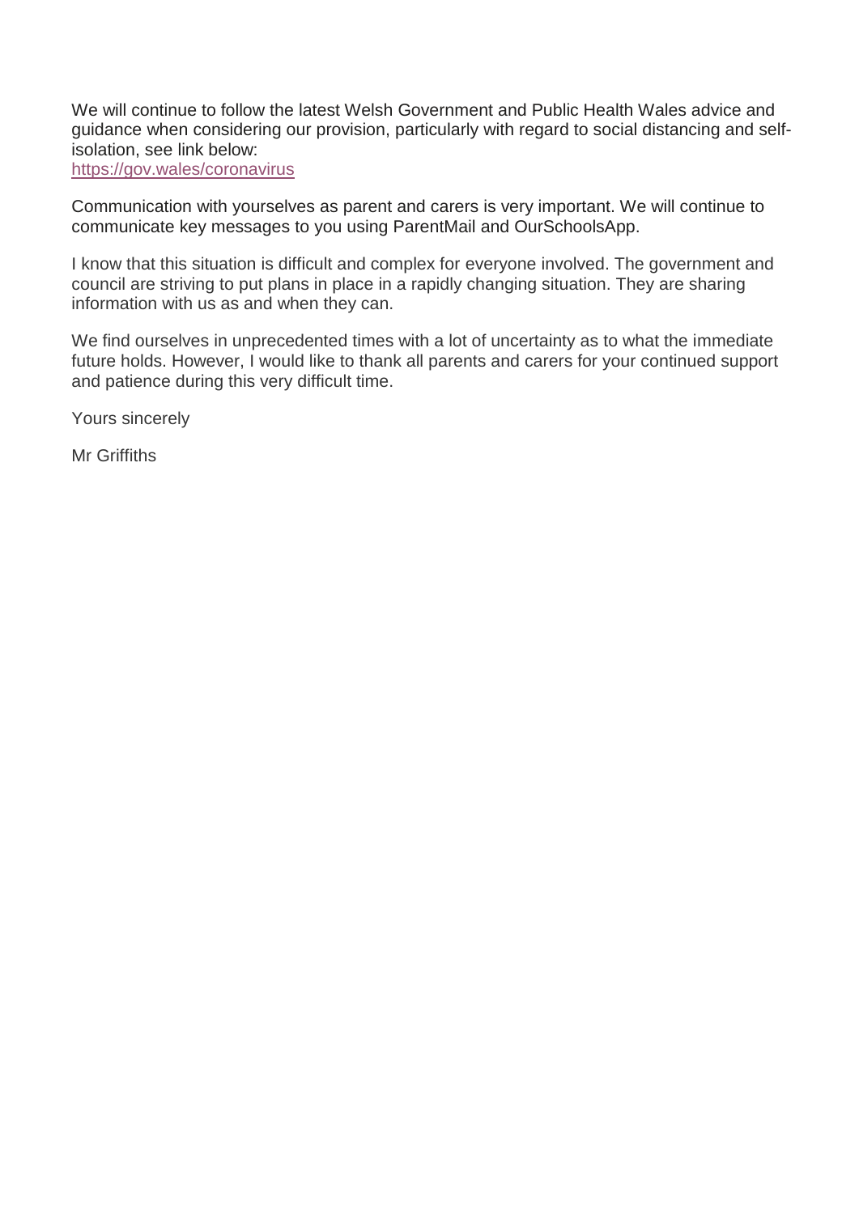We will continue to follow the latest Welsh Government and Public Health Wales advice and guidance when considering our provision, particularly with regard to social distancing and self-isolation, see link below:
https://gov.wales/coronavirus

Communication with yourselves as parent and carers is very important. We will continue to communicate key messages to you using ParentMail and OurSchoolsApp.

I know that this situation is difficult and complex for everyone involved. The government and council are striving to put plans in place in a rapidly changing situation. They are sharing information with us as and when they can.

We find ourselves in unprecedented times with a lot of uncertainty as to what the immediate future holds. However, I would like to thank all parents and carers for your continued support and patience during this very difficult time.

Yours sincerely

Mr Griffiths